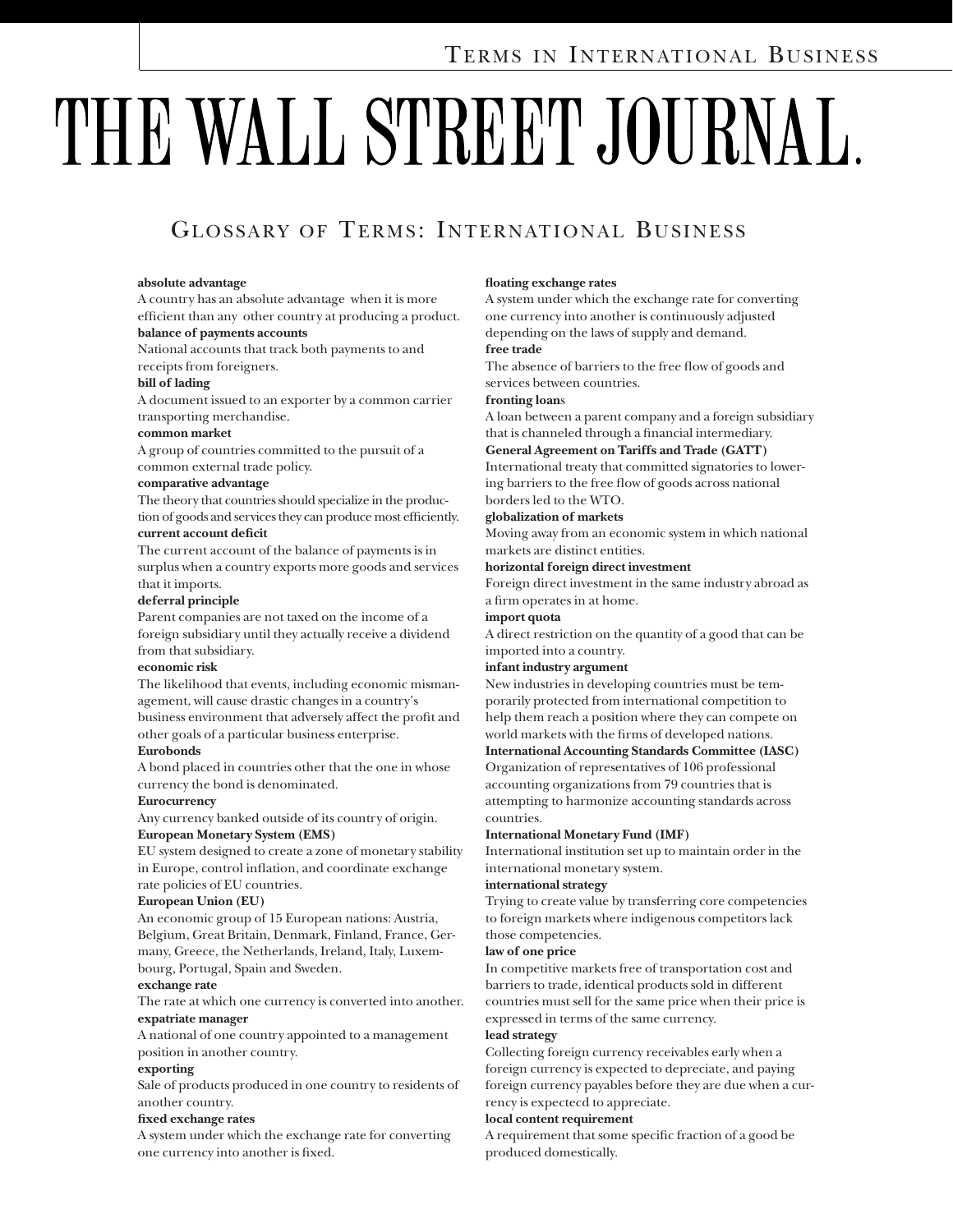# THE WALL STREET JOURNAL.

## Glossary of Terms: International Business

**absolute advantage**
A country has an absolute advantage when it is more efficient than any other country at producing a product.

**balance of payments accounts**
National accounts that track both payments to and receipts from foreigners.

**bill of lading**
A document issued to an exporter by a common carrier transporting merchandise.

**common market**
A group of countries committed to the pursuit of a common external trade policy.

**comparative advantage**
The theory that countries should specialize in the production of goods and services they can produce most efficiently.

**current account deficit**
The current account of the balance of payments is in surplus when a country exports more goods and services that it imports.

**deferral principle**
Parent companies are not taxed on the income of a foreign subsidiary until they actually receive a dividend from that subsidiary.

**economic risk**
The likelihood that events, including economic mismanagement, will cause drastic changes in a country's business environment that adversely affect the profit and other goals of a particular business enterprise.

**Eurobonds**
A bond placed in countries other that the one in whose currency the bond is denominated.

**Eurocurrency**
Any currency banked outside of its country of origin.

**European Monetary System (EMS)**
EU system designed to create a zone of monetary stability in Europe, control inflation, and coordinate exchange rate policies of EU countries.

**European Union (EU)**
An economic group of 15 European nations: Austria, Belgium, Great Britain, Denmark, Finland, France, Germany, Greece, the Netherlands, Ireland, Italy, Luxembourg, Portugal, Spain and Sweden.

**exchange rate**
The rate at which one currency is converted into another.

**expatriate manager**
A national of one country appointed to a management position in another country.

**exporting**
Sale of products produced in one country to residents of another country.

**fixed exchange rates**
A system under which the exchange rate for converting one currency into another is fixed.

**floating exchange rates**
A system under which the exchange rate for converting one currency into another is continuously adjusted depending on the laws of supply and demand.

**free trade**
The absence of barriers to the free flow of goods and services between countries.

**fronting loans**
A loan between a parent company and a foreign subsidiary that is channeled through a financial intermediary.

**General Agreement on Tariffs and Trade (GATT)**
International treaty that committed signatories to lowering barriers to the free flow of goods across national borders led to the WTO.

**globalization of markets**
Moving away from an economic system in which national markets are distinct entities.

**horizontal foreign direct investment**
Foreign direct investment in the same industry abroad as a firm operates in at home.

**import quota**
A direct restriction on the quantity of a good that can be imported into a country.

**infant industry argument**
New industries in developing countries must be temporarily protected from international competition to help them reach a position where they can compete on world markets with the firms of developed nations.

**International Accounting Standards Committee (IASC)**
Organization of representatives of 106 professional accounting organizations from 79 countries that is attempting to harmonize accounting standards across countries.

**International Monetary Fund (IMF)**
International institution set up to maintain order in the international monetary system.

**international strategy**
Trying to create value by transferring core competencies to foreign markets where indigenous competitors lack those competencies.

**law of one price**
In competitive markets free of transportation cost and barriers to trade, identical products sold in different countries must sell for the same price when their price is expressed in terms of the same currency.

**lead strategy**
Collecting foreign currency receivables early when a foreign currency is expected to depreciate, and paying foreign currency payables before they are due when a currency is expectecd to appreciate.

**local content requirement**
A requirement that some specific fraction of a good be produced domestically.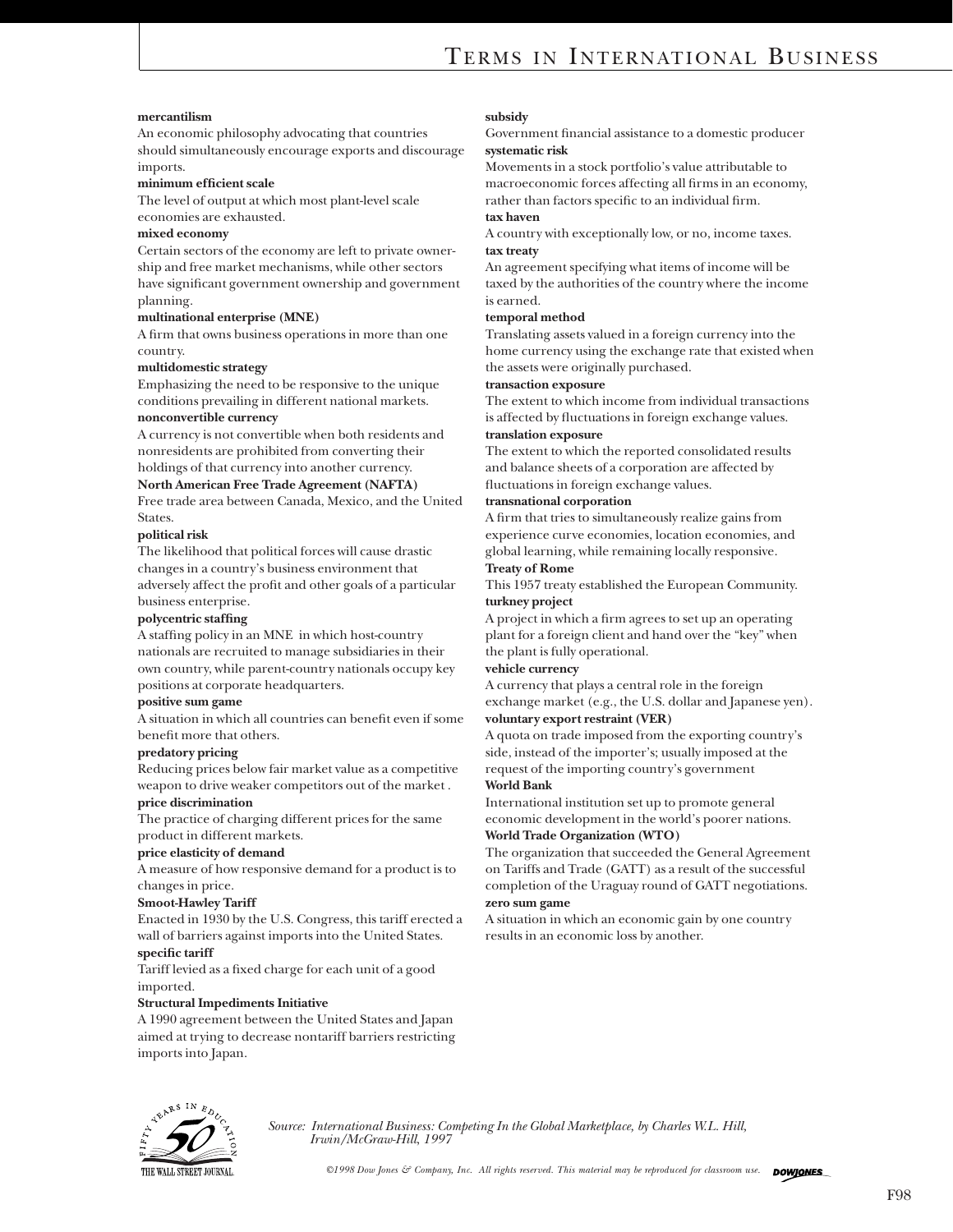**mercantilism**
An economic philosophy advocating that countries should simultaneously encourage exports and discourage imports.

**minimum efficient scale**
The level of output at which most plant-level scale economies are exhausted.

**mixed economy**
Certain sectors of the economy are left to private ownership and free market mechanisms, while other sectors have significant government ownership and government planning.

**multinational enterprise (MNE)**
A firm that owns business operations in more than one country.

**multidomestic strategy**
Emphasizing the need to be responsive to the unique conditions prevailing in different national markets.

**nonconvertible currency**
A currency is not convertible when both residents and nonresidents are prohibited from converting their holdings of that currency into another currency.

**North American Free Trade Agreement (NAFTA)**
Free trade area between Canada, Mexico, and the United States.

**political risk**
The likelihood that political forces will cause drastic changes in a country's business environment that adversely affect the profit and other goals of a particular business enterprise.

**polycentric staffing**
A staffing policy in an MNE in which host-country nationals are recruited to manage subsidiaries in their own country, while parent-country nationals occupy key positions at corporate headquarters.

**positive sum game**
A situation in which all countries can benefit even if some benefit more that others.

**predatory pricing**
Reducing prices below fair market value as a competitive weapon to drive weaker competitors out of the market .

**price discrimination**
The practice of charging different prices for the same product in different markets.

**price elasticity of demand**
A measure of how responsive demand for a product is to changes in price.

**Smoot-Hawley Tariff**
Enacted in 1930 by the U.S. Congress, this tariff erected a wall of barriers against imports into the United States.

**specific tariff**
Tariff levied as a fixed charge for each unit of a good imported.

**Structural Impediments Initiative**
A 1990 agreement between the United States and Japan aimed at trying to decrease nontariff barriers restricting imports into Japan.

**subsidy**
Government financial assistance to a domestic producer

**systematic risk**
Movements in a stock portfolio's value attributable to macroeconomic forces affecting all firms in an economy, rather than factors specific to an individual firm.

**tax haven**
A country with exceptionally low, or no, income taxes.

**tax treaty**
An agreement specifying what items of income will be taxed by the authorities of the country where the income is earned.

**temporal method**
Translating assets valued in a foreign currency into the home currency using the exchange rate that existed when the assets were originally purchased.

**transaction exposure**
The extent to which income from individual transactions is affected by fluctuations in foreign exchange values.

**translation exposure**
The extent to which the reported consolidated results and balance sheets of a corporation are affected by fluctuations in foreign exchange values.

**transnational corporation**
A firm that tries to simultaneously realize gains from experience curve economies, location economies, and global learning, while remaining locally responsive.

**Treaty of Rome**
This 1957 treaty established the European Community.

**turkney project**
A project in which a firm agrees to set up an operating plant for a foreign client and hand over the "key" when the plant is fully operational.

**vehicle currency**
A currency that plays a central role in the foreign exchange market (e.g., the U.S. dollar and Japanese yen).

**voluntary export restraint (VER)**
A quota on trade imposed from the exporting country's side, instead of the importer's; usually imposed at the request of the importing country's government

**World Bank**
International institution set up to promote general economic development in the world's poorer nations.

**World Trade Organization (WTO)**
The organization that succeeded the General Agreement on Tariffs and Trade (GATT) as a result of the successful completion of the Uraguay round of GATT negotiations.

**zero sum game**
A situation in which an economic gain by one country results in an economic loss by another.

*Source: International Business: Competing In the Global Marketplace, by Charles W.L. Hill, Irwin/McGraw-Hill, 1997*

*©1998 Dow Jones & Company, Inc. All rights reserved. This material may be reproduced for classroom use.*